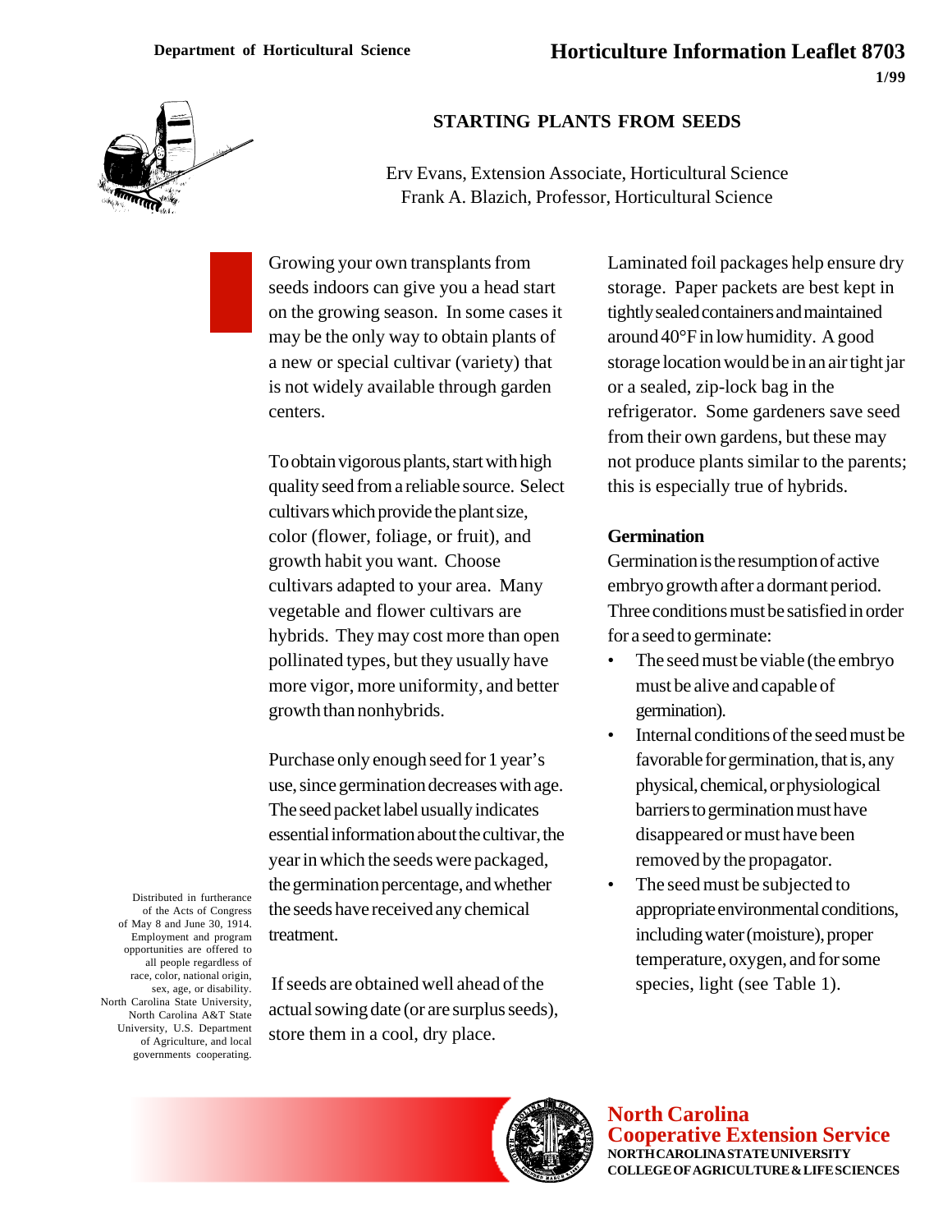Department of Horticultural Science

# Horticulture Information Leaflet 8703

1/99

## STARTING PLANTS FROM SEEDS

Erv Evans, Extension Associate, Horticultural Science
Frank A. Blazich, Professor, Horticultural Science

Growing your own transplants from seeds indoors can give you a head start on the growing season. In some cases it may be the only way to obtain plants of a new or special cultivar (variety) that is not widely available through garden centers.

To obtain vigorous plants, start with high quality seed from a reliable source. Select cultivars which provide the plant size, color (flower, foliage, or fruit), and growth habit you want. Choose cultivars adapted to your area. Many vegetable and flower cultivars are hybrids. They may cost more than open pollinated types, but they usually have more vigor, more uniformity, and better growth than nonhybrids.

Purchase only enough seed for 1 year's use, since germination decreases with age. The seed packet label usually indicates essential information about the cultivar, the year in which the seeds were packaged, the germination percentage, and whether the seeds have received any chemical treatment.

If seeds are obtained well ahead of the actual sowing date (or are surplus seeds), store them in a cool, dry place. Laminated foil packages help ensure dry storage. Paper packets are best kept in tightly sealed containers and maintained around 40°F in low humidity. A good storage location would be in an air tight jar or a sealed, zip-lock bag in the refrigerator. Some gardeners save seed from their own gardens, but these may not produce plants similar to the parents; this is especially true of hybrids.

### Germination

Germination is the resumption of active embryo growth after a dormant period. Three conditions must be satisfied in order for a seed to germinate:

- The seed must be viable (the embryo must be alive and capable of germination).
- Internal conditions of the seed must be favorable for germination, that is, any physical, chemical, or physiological barriers to germination must have disappeared or must have been removed by the propagator.
- The seed must be subjected to appropriate environmental conditions, including water (moisture), proper temperature, oxygen, and for some species, light (see Table 1).

Distributed in furtherance of the Acts of Congress of May 8 and June 30, 1914. Employment and program opportunities are offered to all people regardless of race, color, national origin, sex, age, or disability. North Carolina State University, North Carolina A&T State University, U.S. Department of Agriculture, and local governments cooperating.

**North Carolina Cooperative Extension Service**
NORTH CAROLINA STATE UNIVERSITY
COLLEGE OF AGRICULTURE & LIFE SCIENCES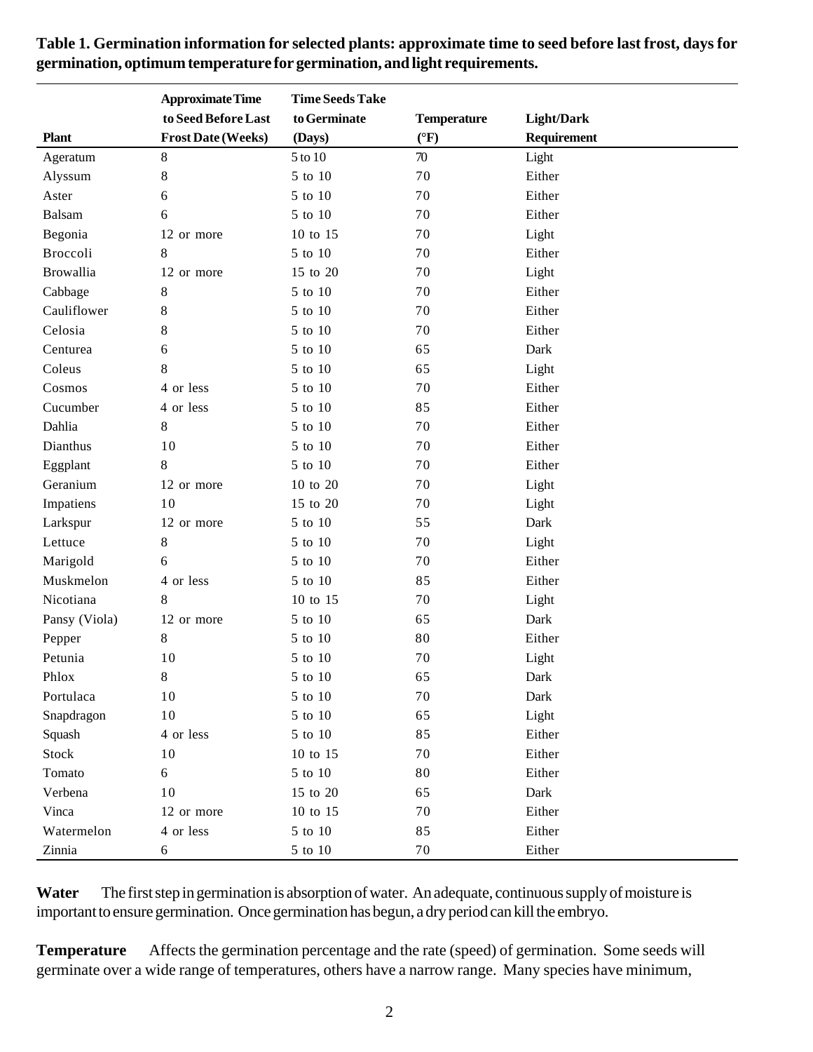**Table 1. Germination information for selected plants: approximate time to seed before last frost, days for germination, optimum temperature for germination, and light requirements.**

| Plant | Approximate Time to Seed Before Last Frost Date (Weeks) | Time Seeds Take to Germinate (Days) | Temperature (°F) | Light/Dark Requirement |
|---|---|---|---|---|
| Ageratum | 8 | 5 to 10 | 70 | Light |
| Alyssum | 8 | 5 to 10 | 70 | Either |
| Aster | 6 | 5 to 10 | 70 | Either |
| Balsam | 6 | 5 to 10 | 70 | Either |
| Begonia | 12 or more | 10 to 15 | 70 | Light |
| Broccoli | 8 | 5 to 10 | 70 | Either |
| Browallia | 12 or more | 15 to 20 | 70 | Light |
| Cabbage | 8 | 5 to 10 | 70 | Either |
| Cauliflower | 8 | 5 to 10 | 70 | Either |
| Celosia | 8 | 5 to 10 | 70 | Either |
| Centurea | 6 | 5 to 10 | 65 | Dark |
| Coleus | 8 | 5 to 10 | 65 | Light |
| Cosmos | 4 or less | 5 to 10 | 70 | Either |
| Cucumber | 4 or less | 5 to 10 | 85 | Either |
| Dahlia | 8 | 5 to 10 | 70 | Either |
| Dianthus | 10 | 5 to 10 | 70 | Either |
| Eggplant | 8 | 5 to 10 | 70 | Either |
| Geranium | 12 or more | 10 to 20 | 70 | Light |
| Impatiens | 10 | 15 to 20 | 70 | Light |
| Larkspur | 12 or more | 5 to 10 | 55 | Dark |
| Lettuce | 8 | 5 to 10 | 70 | Light |
| Marigold | 6 | 5 to 10 | 70 | Either |
| Muskmelon | 4 or less | 5 to 10 | 85 | Either |
| Nicotiana | 8 | 10 to 15 | 70 | Light |
| Pansy (Viola) | 12 or more | 5 to 10 | 65 | Dark |
| Pepper | 8 | 5 to 10 | 80 | Either |
| Petunia | 10 | 5 to 10 | 70 | Light |
| Phlox | 8 | 5 to 10 | 65 | Dark |
| Portulaca | 10 | 5 to 10 | 70 | Dark |
| Snapdragon | 10 | 5 to 10 | 65 | Light |
| Squash | 4 or less | 5 to 10 | 85 | Either |
| Stock | 10 | 10 to 15 | 70 | Either |
| Tomato | 6 | 5 to 10 | 80 | Either |
| Verbena | 10 | 15 to 20 | 65 | Dark |
| Vinca | 12 or more | 10 to 15 | 70 | Either |
| Watermelon | 4 or less | 5 to 10 | 85 | Either |
| Zinnia | 6 | 5 to 10 | 70 | Either |

**Water** The first step in germination is absorption of water. An adequate, continuous supply of moisture is important to ensure germination. Once germination has begun, a dry period can kill the embryo.

**Temperature** Affects the germination percentage and the rate (speed) of germination. Some seeds will germinate over a wide range of temperatures, others have a narrow range. Many species have minimum,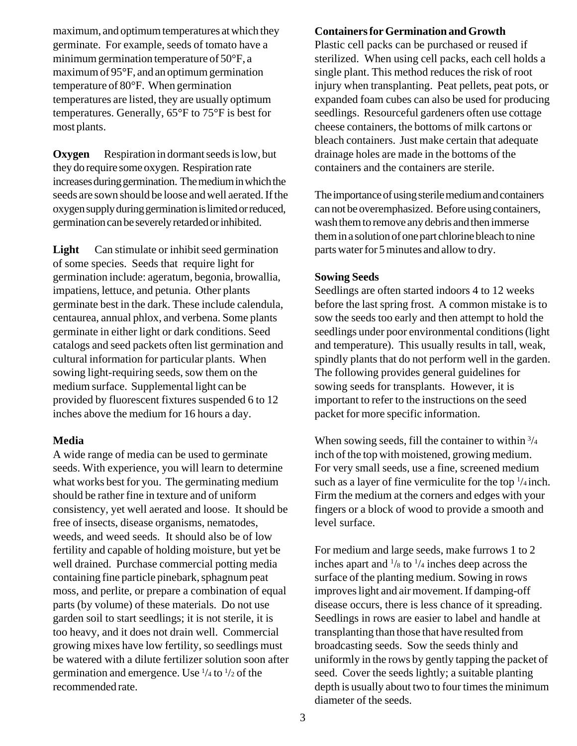maximum, and optimum temperatures at which they germinate. For example, seeds of tomato have a minimum germination temperature of 50°F, a maximum of 95°F, and an optimum germination temperature of 80°F. When germination temperatures are listed, they are usually optimum temperatures. Generally, 65°F to 75°F is best for most plants.

**Oxygen** Respiration in dormant seeds is low, but they do require some oxygen. Respiration rate increases during germination. The medium in which the seeds are sown should be loose and well aerated. If the oxygen supply during germination is limited or reduced, germination can be severely retarded or inhibited.

**Light** Can stimulate or inhibit seed germination of some species. Seeds that require light for germination include: ageratum, begonia, browallia, impatiens, lettuce, and petunia. Other plants germinate best in the dark. These include calendula, centaurea, annual phlox, and verbena. Some plants germinate in either light or dark conditions. Seed catalogs and seed packets often list germination and cultural information for particular plants. When sowing light-requiring seeds, sow them on the medium surface. Supplemental light can be provided by fluorescent fixtures suspended 6 to 12 inches above the medium for 16 hours a day.

### Media

A wide range of media can be used to germinate seeds. With experience, you will learn to determine what works best for you. The germinating medium should be rather fine in texture and of uniform consistency, yet well aerated and loose. It should be free of insects, disease organisms, nematodes, weeds, and weed seeds. It should also be of low fertility and capable of holding moisture, but yet be well drained. Purchase commercial potting media containing fine particle pinebark, sphagnum peat moss, and perlite, or prepare a combination of equal parts (by volume) of these materials. Do not use garden soil to start seedlings; it is not sterile, it is too heavy, and it does not drain well. Commercial growing mixes have low fertility, so seedlings must be watered with a dilute fertilizer solution soon after germination and emergence. Use 1/4 to 1/2 of the recommended rate.

### Containers for Germination and Growth

Plastic cell packs can be purchased or reused if sterilized. When using cell packs, each cell holds a single plant. This method reduces the risk of root injury when transplanting. Peat pellets, peat pots, or expanded foam cubes can also be used for producing seedlings. Resourceful gardeners often use cottage cheese containers, the bottoms of milk cartons or bleach containers. Just make certain that adequate drainage holes are made in the bottoms of the containers and the containers are sterile.

The importance of using sterile medium and containers can not be overemphasized. Before using containers, wash them to remove any debris and then immerse them in a solution of one part chlorine bleach to nine parts water for 5 minutes and allow to dry.

### Sowing Seeds

Seedlings are often started indoors 4 to 12 weeks before the last spring frost. A common mistake is to sow the seeds too early and then attempt to hold the seedlings under poor environmental conditions (light and temperature). This usually results in tall, weak, spindly plants that do not perform well in the garden. The following provides general guidelines for sowing seeds for transplants. However, it is important to refer to the instructions on the seed packet for more specific information.

When sowing seeds, fill the container to within 3/4 inch of the top with moistened, growing medium. For very small seeds, use a fine, screened medium such as a layer of fine vermiculite for the top 1/4 inch. Firm the medium at the corners and edges with your fingers or a block of wood to provide a smooth and level surface.

For medium and large seeds, make furrows 1 to 2 inches apart and 1/8 to 1/4 inches deep across the surface of the planting medium. Sowing in rows improves light and air movement. If damping-off disease occurs, there is less chance of it spreading. Seedlings in rows are easier to label and handle at transplanting than those that have resulted from broadcasting seeds. Sow the seeds thinly and uniformly in the rows by gently tapping the packet of seed. Cover the seeds lightly; a suitable planting depth is usually about two to four times the minimum diameter of the seeds.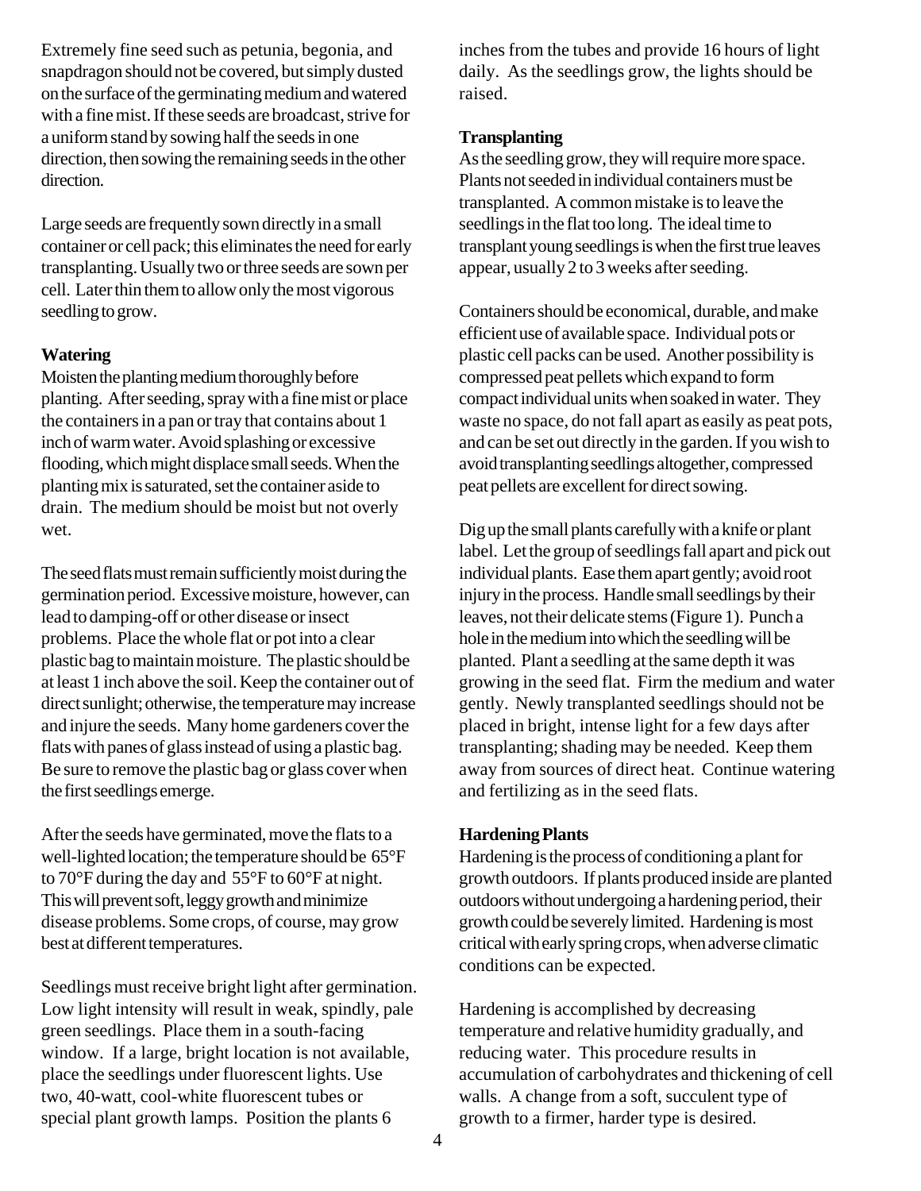Extremely fine seed such as petunia, begonia, and snapdragon should not be covered, but simply dusted on the surface of the germinating medium and watered with a fine mist. If these seeds are broadcast, strive for a uniform stand by sowing half the seeds in one direction, then sowing the remaining seeds in the other direction.

Large seeds are frequently sown directly in a small container or cell pack; this eliminates the need for early transplanting. Usually two or three seeds are sown per cell. Later thin them to allow only the most vigorous seedling to grow.

**Watering**

Moisten the planting medium thoroughly before planting. After seeding, spray with a fine mist or place the containers in a pan or tray that contains about 1 inch of warm water. Avoid splashing or excessive flooding, which might displace small seeds. When the planting mix is saturated, set the container aside to drain. The medium should be moist but not overly wet.

The seed flats must remain sufficiently moist during the germination period. Excessive moisture, however, can lead to damping-off or other disease or insect problems. Place the whole flat or pot into a clear plastic bag to maintain moisture. The plastic should be at least 1 inch above the soil. Keep the container out of direct sunlight; otherwise, the temperature may increase and injure the seeds. Many home gardeners cover the flats with panes of glass instead of using a plastic bag. Be sure to remove the plastic bag or glass cover when the first seedlings emerge.

After the seeds have germinated, move the flats to a well-lighted location; the temperature should be 65°F to 70°F during the day and 55°F to 60°F at night. This will prevent soft, leggy growth and minimize disease problems. Some crops, of course, may grow best at different temperatures.

Seedlings must receive bright light after germination. Low light intensity will result in weak, spindly, pale green seedlings. Place them in a south-facing window. If a large, bright location is not available, place the seedlings under fluorescent lights. Use two, 40-watt, cool-white fluorescent tubes or special plant growth lamps. Position the plants 6 inches from the tubes and provide 16 hours of light daily. As the seedlings grow, the lights should be raised.

**Transplanting**

As the seedling grow, they will require more space. Plants not seeded in individual containers must be transplanted. A common mistake is to leave the seedlings in the flat too long. The ideal time to transplant young seedlings is when the first true leaves appear, usually 2 to 3 weeks after seeding.

Containers should be economical, durable, and make efficient use of available space. Individual pots or plastic cell packs can be used. Another possibility is compressed peat pellets which expand to form compact individual units when soaked in water. They waste no space, do not fall apart as easily as peat pots, and can be set out directly in the garden. If you wish to avoid transplanting seedlings altogether, compressed peat pellets are excellent for direct sowing.

Dig up the small plants carefully with a knife or plant label. Let the group of seedlings fall apart and pick out individual plants. Ease them apart gently; avoid root injury in the process. Handle small seedlings by their leaves, not their delicate stems (Figure 1). Punch a hole in the medium into which the seedling will be planted. Plant a seedling at the same depth it was growing in the seed flat. Firm the medium and water gently. Newly transplanted seedlings should not be placed in bright, intense light for a few days after transplanting; shading may be needed. Keep them away from sources of direct heat. Continue watering and fertilizing as in the seed flats.

**Hardening Plants**

Hardening is the process of conditioning a plant for growth outdoors. If plants produced inside are planted outdoors without undergoing a hardening period, their growth could be severely limited. Hardening is most critical with early spring crops, when adverse climatic conditions can be expected.

Hardening is accomplished by decreasing temperature and relative humidity gradually, and reducing water. This procedure results in accumulation of carbohydrates and thickening of cell walls. A change from a soft, succulent type of growth to a firmer, harder type is desired.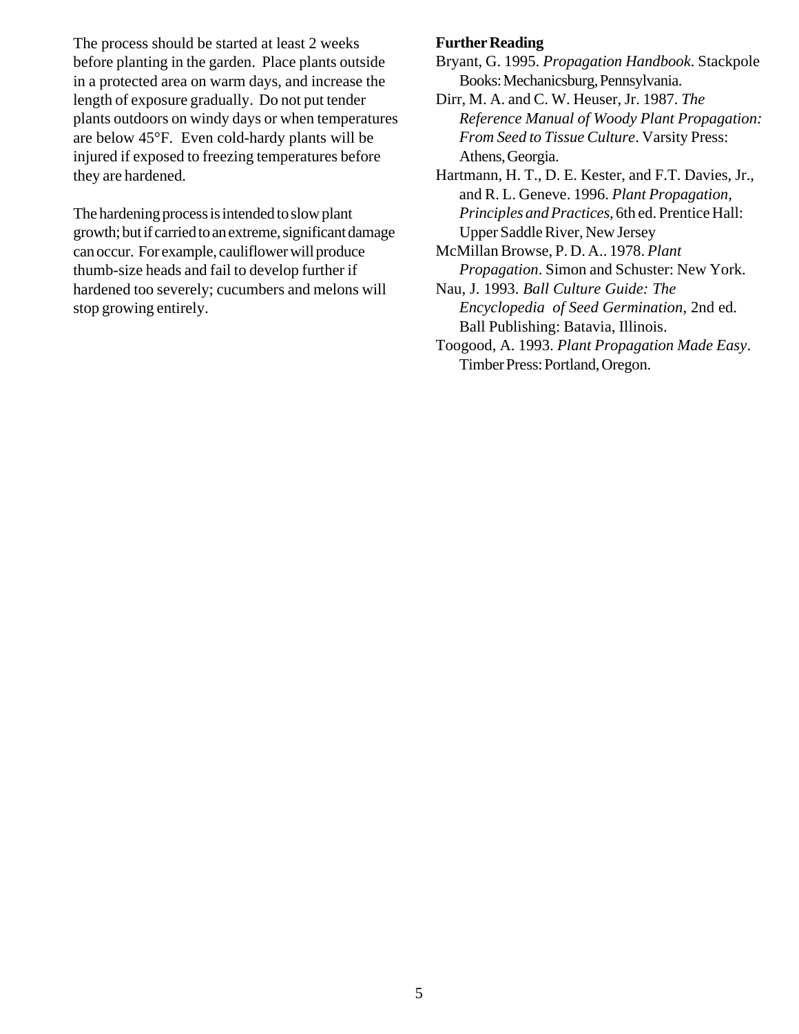The process should be started at least 2 weeks before planting in the garden. Place plants outside in a protected area on warm days, and increase the length of exposure gradually. Do not put tender plants outdoors on windy days or when temperatures are below 45°F. Even cold-hardy plants will be injured if exposed to freezing temperatures before they are hardened.

The hardening process is intended to slow plant growth; but if carried to an extreme, significant damage can occur. For example, cauliflower will produce thumb-size heads and fail to develop further if hardened too severely; cucumbers and melons will stop growing entirely.

**Further Reading**

Bryant, G. 1995. *Propagation Handbook*. Stackpole Books: Mechanicsburg, Pennsylvania.

Dirr, M. A. and C. W. Heuser, Jr. 1987. *The Reference Manual of Woody Plant Propagation: From Seed to Tissue Culture*. Varsity Press: Athens, Georgia.

Hartmann, H. T., D. E. Kester, and F.T. Davies, Jr., and R. L. Geneve. 1996. *Plant Propagation, Principles and Practices*, 6th ed. Prentice Hall: Upper Saddle River, New Jersey

McMillan Browse, P. D. A.. 1978. *Plant Propagation*. Simon and Schuster: New York.

Nau, J. 1993. *Ball Culture Guide: The Encyclopedia of Seed Germination*, 2nd ed. Ball Publishing: Batavia, Illinois.

Toogood, A. 1993. *Plant Propagation Made Easy*. Timber Press: Portland, Oregon.